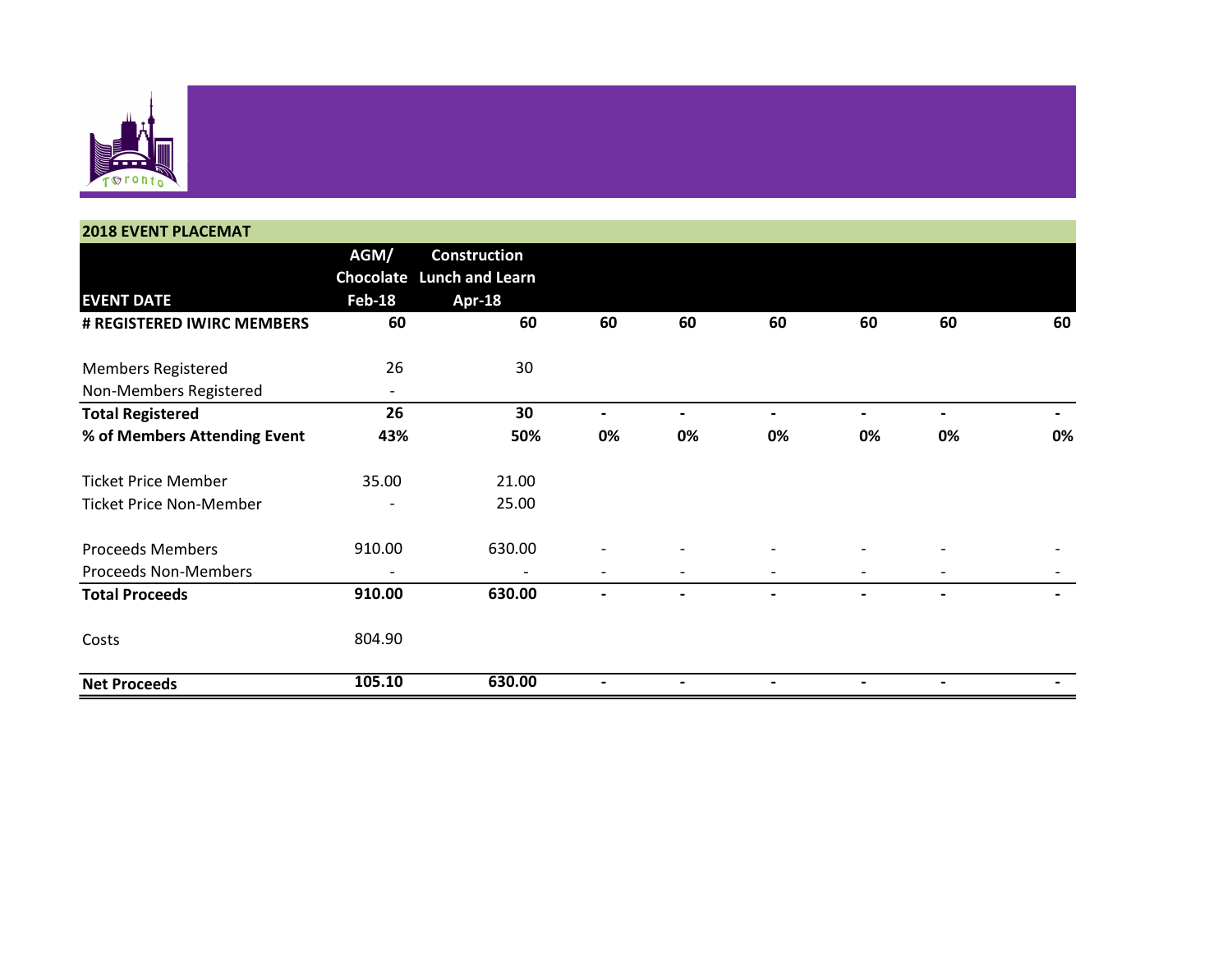## 2018 EVENT PLACEMAT

| EVENT DATE | AGM/ Chocolate Feb-18 | Construction Lunch and Learn Apr-18 | | | | | | |
|---|---|---|---|---|---|---|---|---|
| **# REGISTERED IWIRC MEMBERS** | **60** | **60** | **60** | **60** | **60** | **60** | **60** | **60** |
| | | | | | | | | |
| Members Registered | 26 | 30 | | | | | | |
| Non-Members Registered | - | | | | | | | |
| **Total Registered** | **26** | **30** | **-** | **-** | **-** | **-** | **-** | **-** |
| **% of Members Attending Event** | **43%** | **50%** | **0%** | **0%** | **0%** | **0%** | **0%** | **0%** |
| | | | | | | | | |
| Ticket Price Member | 35.00 | 21.00 | | | | | | |
| Ticket Price Non-Member | - | 25.00 | | | | | | |
| | | | | | | | | |
| Proceeds Members | 910.00 | 630.00 | - | - | - | - | - | - |
| Proceeds Non-Members | - | - | - | - | - | - | - | - |
| **Total Proceeds** | **910.00** | **630.00** | **-** | **-** | **-** | **-** | **-** | **-** |
| | | | | | | | | |
| Costs | 804.90 | | | | | | | |
| | | | | | | | | |
| **Net Proceeds** | **105.10** | **630.00** | **-** | **-** | **-** | **-** | **-** | **-** |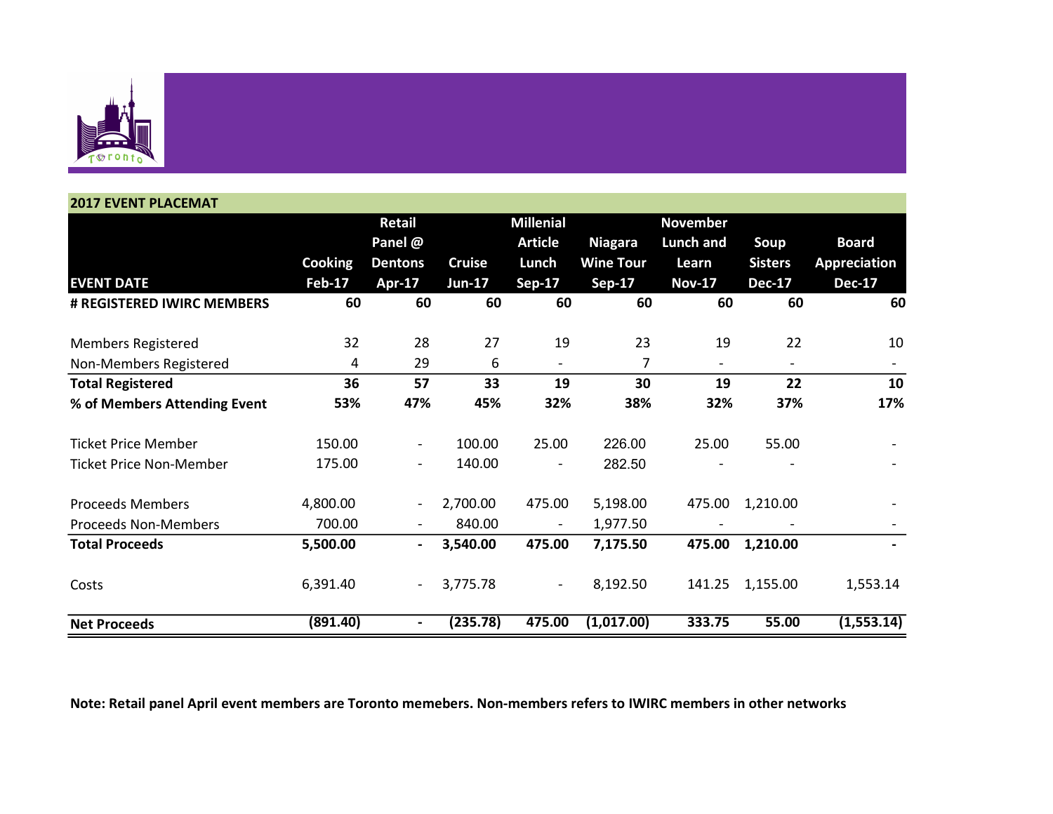## 2017 EVENT PLACEMAT

| EVENT DATE | Cooking Feb-17 | Retail Panel @ Dentons Apr-17 | Cruise Jun-17 | Millenial Article Lunch Sep-17 | Niagara Wine Tour Sep-17 | November Lunch and Learn Nov-17 | Soup Sisters Dec-17 | Board Appreciation Dec-17 |
|---|---|---|---|---|---|---|---|---|
| **# REGISTERED IWIRC MEMBERS** | **60** | **60** | **60** | **60** | **60** | **60** | **60** | **60** |
| Members Registered | 32 | 28 | 27 | 19 | 23 | 19 | 22 | 10 |
| Non-Members Registered | 4 | 29 | 6 | - | 7 | - | - | - |
| **Total Registered** | **36** | **57** | **33** | **19** | **30** | **19** | **22** | **10** |
| **% of Members Attending Event** | **53%** | **47%** | **45%** | **32%** | **38%** | **32%** | **37%** | **17%** |
| Ticket Price Member | 150.00 | - | 100.00 | 25.00 | 226.00 | 25.00 | 55.00 | - |
| Ticket Price Non-Member | 175.00 | - | 140.00 | - | 282.50 | - | - | - |
| Proceeds Members | 4,800.00 | - | 2,700.00 | 475.00 | 5,198.00 | 475.00 | 1,210.00 | - |
| Proceeds Non-Members | 700.00 | - | 840.00 | - | 1,977.50 | - | - | - |
| **Total Proceeds** | **5,500.00** | **-** | **3,540.00** | **475.00** | **7,175.50** | **475.00** | **1,210.00** | **-** |
| Costs | 6,391.40 | - | 3,775.78 | - | 8,192.50 | 141.25 | 1,155.00 | 1,553.14 |
| **Net Proceeds** | **(891.40)** | **-** | **(235.78)** | **475.00** | **(1,017.00)** | **333.75** | **55.00** | **(1,553.14)** |

**Note: Retail panel April event members are Toronto memebers. Non-members refers to IWIRC members in other networks**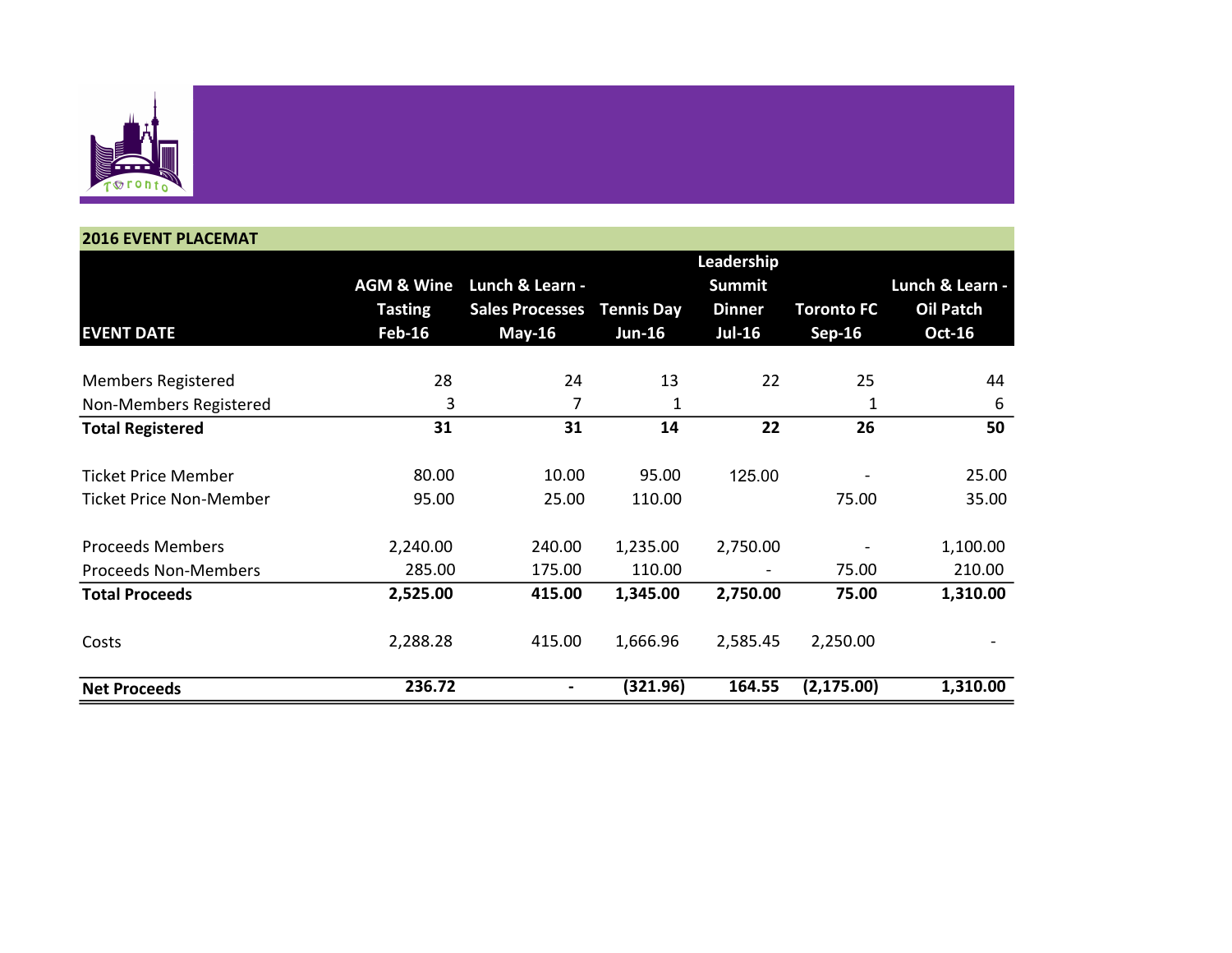## 2016 EVENT PLACEMAT

| EVENT DATE | AGM & Wine Tasting Feb-16 | Lunch & Learn - Sales Processes May-16 | Tennis Day Jun-16 | Leadership Summit Dinner Jul-16 | Toronto FC Sep-16 | Lunch & Learn - Oil Patch Oct-16 |
|---|---|---|---|---|---|---|
| Members Registered | 28 | 24 | 13 | 22 | 25 | 44 |
| Non-Members Registered | 3 | 7 | 1 | | 1 | 6 |
| **Total Registered** | **31** | **31** | **14** | **22** | **26** | **50** |
| Ticket Price Member | 80.00 | 10.00 | 95.00 | 125.00 | - | 25.00 |
| Ticket Price Non-Member | 95.00 | 25.00 | 110.00 | | 75.00 | 35.00 |
| Proceeds Members | 2,240.00 | 240.00 | 1,235.00 | 2,750.00 | - | 1,100.00 |
| Proceeds Non-Members | 285.00 | 175.00 | 110.00 | - | 75.00 | 210.00 |
| **Total Proceeds** | **2,525.00** | **415.00** | **1,345.00** | **2,750.00** | **75.00** | **1,310.00** |
| Costs | 2,288.28 | 415.00 | 1,666.96 | 2,585.45 | 2,250.00 | - |
| **Net Proceeds** | **236.72** | **-** | **(321.96)** | **164.55** | **(2,175.00)** | **1,310.00** |